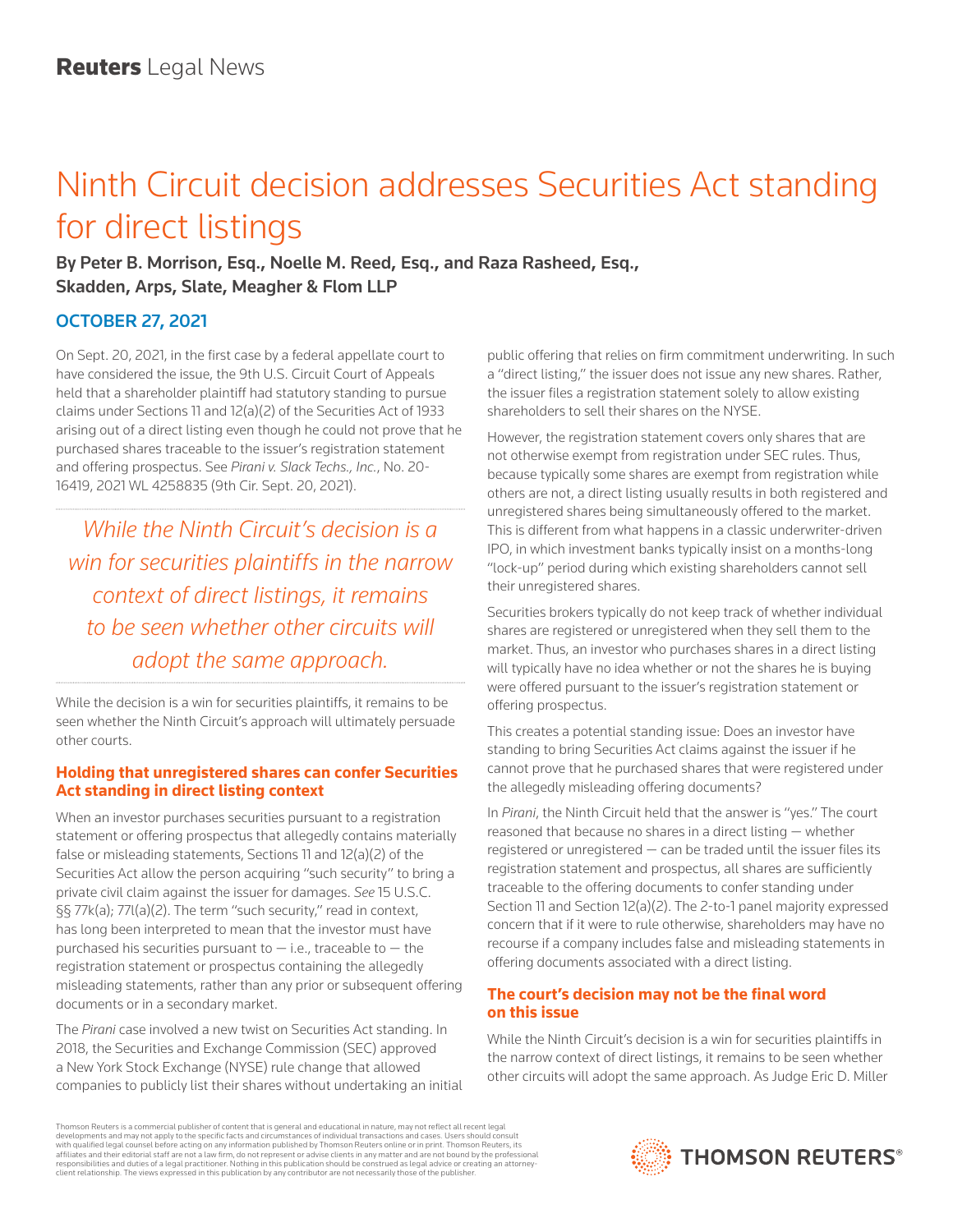Reuters Legal News

# Ninth Circuit decision addresses Securities Act standing for direct listings

**By Peter B. Morrison, Esq., Noelle M. Reed, Esq., and Raza Rasheed, Esq., Skadden, Arps, Slate, Meagher & Flom LLP**

**OCTOBER 27, 2021**

On Sept. 20, 2021, in the first case by a federal appellate court to have considered the issue, the 9th U.S. Circuit Court of Appeals held that a shareholder plaintiff had statutory standing to pursue claims under Sections 11 and 12(a)(2) of the Securities Act of 1933 arising out of a direct listing even though he could not prove that he purchased shares traceable to the issuer's registration statement and offering prospectus. See *Pirani v. Slack Techs., Inc.*, No. 20-16419, 2021 WL 4258835 (9th Cir. Sept. 20, 2021).

*While the Ninth Circuit's decision is a win for securities plaintiffs in the narrow context of direct listings, it remains to be seen whether other circuits will adopt the same approach.*

While the decision is a win for securities plaintiffs, it remains to be seen whether the Ninth Circuit's approach will ultimately persuade other courts.

## Holding that unregistered shares can confer Securities Act standing in direct listing context

When an investor purchases securities pursuant to a registration statement or offering prospectus that allegedly contains materially false or misleading statements, Sections 11 and 12(a)(2) of the Securities Act allow the person acquiring "such security" to bring a private civil claim against the issuer for damages. *See* 15 U.S.C. §§ 77k(a); 77l(a)(2). The term "such security," read in context, has long been interpreted to mean that the investor must have purchased his securities pursuant to — i.e., traceable to — the registration statement or prospectus containing the allegedly misleading statements, rather than any prior or subsequent offering documents or in a secondary market.

The *Pirani* case involved a new twist on Securities Act standing. In 2018, the Securities and Exchange Commission (SEC) approved a New York Stock Exchange (NYSE) rule change that allowed companies to publicly list their shares without undertaking an initial public offering that relies on firm commitment underwriting. In such a "direct listing," the issuer does not issue any new shares. Rather, the issuer files a registration statement solely to allow existing shareholders to sell their shares on the NYSE.

However, the registration statement covers only shares that are not otherwise exempt from registration under SEC rules. Thus, because typically some shares are exempt from registration while others are not, a direct listing usually results in both registered and unregistered shares being simultaneously offered to the market. This is different from what happens in a classic underwriter-driven IPO, in which investment banks typically insist on a months-long "lock-up" period during which existing shareholders cannot sell their unregistered shares.

Securities brokers typically do not keep track of whether individual shares are registered or unregistered when they sell them to the market. Thus, an investor who purchases shares in a direct listing will typically have no idea whether or not the shares he is buying were offered pursuant to the issuer's registration statement or offering prospectus.

This creates a potential standing issue: Does an investor have standing to bring Securities Act claims against the issuer if he cannot prove that he purchased shares that were registered under the allegedly misleading offering documents?

In *Pirani*, the Ninth Circuit held that the answer is "yes." The court reasoned that because no shares in a direct listing — whether registered or unregistered — can be traded until the issuer files its registration statement and prospectus, all shares are sufficiently traceable to the offering documents to confer standing under Section 11 and Section 12(a)(2). The 2-to-1 panel majority expressed concern that if it were to rule otherwise, shareholders may have no recourse if a company includes false and misleading statements in offering documents associated with a direct listing.

## The court's decision may not be the final word on this issue

While the Ninth Circuit's decision is a win for securities plaintiffs in the narrow context of direct listings, it remains to be seen whether other circuits will adopt the same approach. As Judge Eric D. Miller

Thomson Reuters is a commercial publisher of content that is general and educational in nature, may not reflect all recent legal developments and may not apply to the specific facts and circumstances of individual transactions and cases. Users should consult with qualified legal counsel before acting on any information published by Thomson Reuters online or in print. Thomson Reuters, its affiliates and their editorial staff are not a law firm, do not represent or advise clients in any matter and are not bound by the professional responsibilities and duties of a legal practitioner. Nothing in this publication should be construed as legal advice or creating an attorney-client relationship. The views expressed in this publication by any contributor are not necessarily those of the publisher.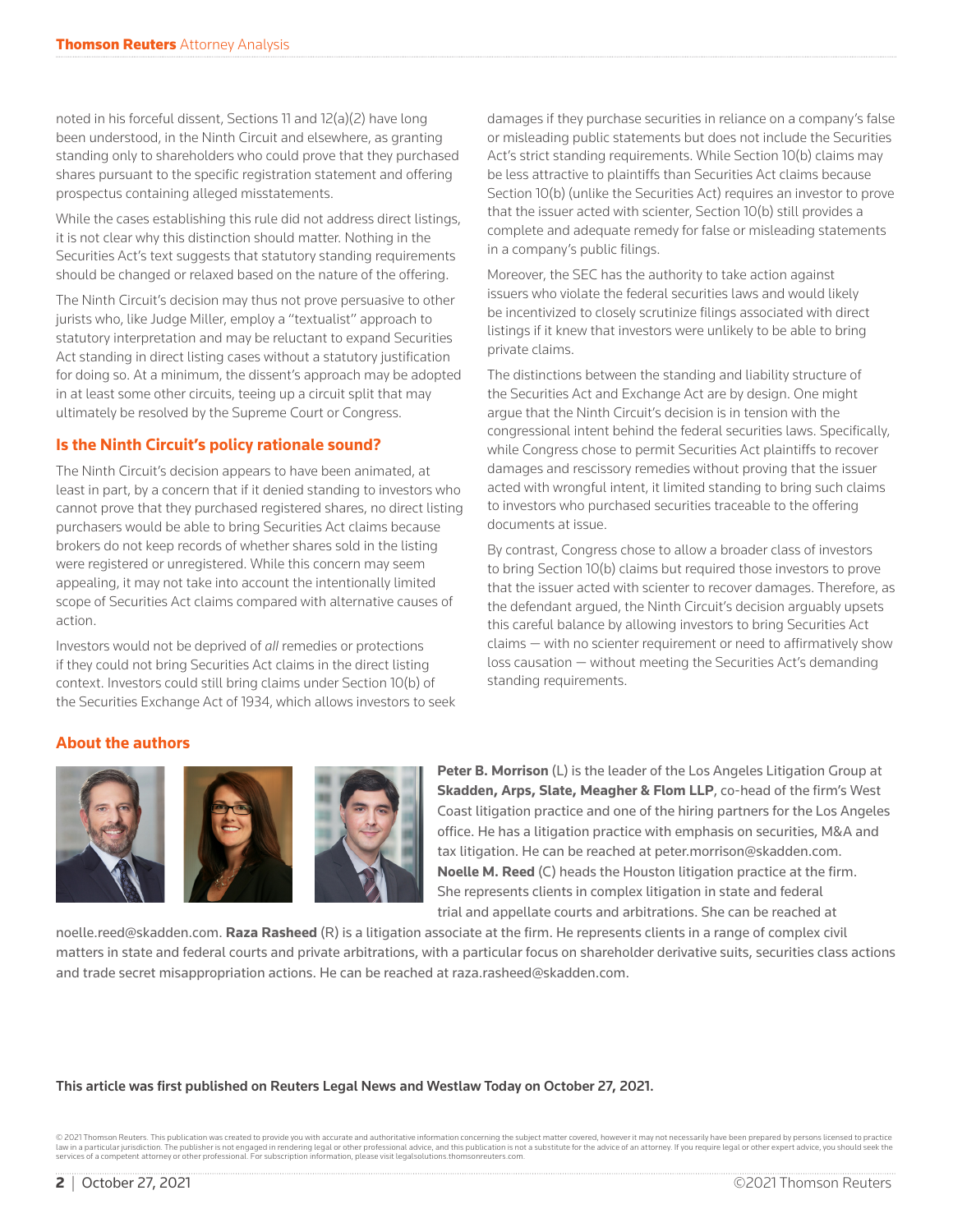noted in his forceful dissent, Sections 11 and 12(a)(2) have long been understood, in the Ninth Circuit and elsewhere, as granting standing only to shareholders who could prove that they purchased shares pursuant to the specific registration statement and offering prospectus containing alleged misstatements.

While the cases establishing this rule did not address direct listings, it is not clear why this distinction should matter. Nothing in the Securities Act's text suggests that statutory standing requirements should be changed or relaxed based on the nature of the offering.

The Ninth Circuit's decision may thus not prove persuasive to other jurists who, like Judge Miller, employ a "textualist" approach to statutory interpretation and may be reluctant to expand Securities Act standing in direct listing cases without a statutory justification for doing so. At a minimum, the dissent's approach may be adopted in at least some other circuits, teeing up a circuit split that may ultimately be resolved by the Supreme Court or Congress.

## Is the Ninth Circuit's policy rationale sound?

The Ninth Circuit's decision appears to have been animated, at least in part, by a concern that if it denied standing to investors who cannot prove that they purchased registered shares, no direct listing purchasers would be able to bring Securities Act claims because brokers do not keep records of whether shares sold in the listing were registered or unregistered. While this concern may seem appealing, it may not take into account the intentionally limited scope of Securities Act claims compared with alternative causes of action.

Investors would not be deprived of *all* remedies or protections if they could not bring Securities Act claims in the direct listing context. Investors could still bring claims under Section 10(b) of the Securities Exchange Act of 1934, which allows investors to seek damages if they purchase securities in reliance on a company's false or misleading public statements but does not include the Securities Act's strict standing requirements. While Section 10(b) claims may be less attractive to plaintiffs than Securities Act claims because Section 10(b) (unlike the Securities Act) requires an investor to prove that the issuer acted with scienter, Section 10(b) still provides a complete and adequate remedy for false or misleading statements in a company's public filings.

Moreover, the SEC has the authority to take action against issuers who violate the federal securities laws and would likely be incentivized to closely scrutinize filings associated with direct listings if it knew that investors were unlikely to be able to bring private claims.

The distinctions between the standing and liability structure of the Securities Act and Exchange Act are by design. One might argue that the Ninth Circuit's decision is in tension with the congressional intent behind the federal securities laws. Specifically, while Congress chose to permit Securities Act plaintiffs to recover damages and rescissory remedies without proving that the issuer acted with wrongful intent, it limited standing to bring such claims to investors who purchased securities traceable to the offering documents at issue.

By contrast, Congress chose to allow a broader class of investors to bring Section 10(b) claims but required those investors to prove that the issuer acted with scienter to recover damages. Therefore, as the defendant argued, the Ninth Circuit's decision arguably upsets this careful balance by allowing investors to bring Securities Act claims — with no scienter requirement or need to affirmatively show loss causation — without meeting the Securities Act's demanding standing requirements.

## About the authors

**Peter B. Morrison** (L) is the leader of the Los Angeles Litigation Group at **Skadden, Arps, Slate, Meagher & Flom LLP**, co-head of the firm's West Coast litigation practice and one of the hiring partners for the Los Angeles office. He has a litigation practice with emphasis on securities, M&A and tax litigation. He can be reached at peter.morrison@skadden.com. **Noelle M. Reed** (C) heads the Houston litigation practice at the firm. She represents clients in complex litigation in state and federal trial and appellate courts and arbitrations. She can be reached at noelle.reed@skadden.com. **Raza Rasheed** (R) is a litigation associate at the firm. He represents clients in a range of complex civil matters in state and federal courts and private arbitrations, with a particular focus on shareholder derivative suits, securities class actions and trade secret misappropriation actions. He can be reached at raza.rasheed@skadden.com.

**This article was first published on Reuters Legal News and Westlaw Today on October 27, 2021.**

© 2021 Thomson Reuters. This publication was created to provide you with accurate and authoritative information concerning the subject matter covered, however it may not necessarily have been prepared by persons licensed to practice law in a particular jurisdiction. The publisher is not engaged in rendering legal or other professional advice, and this publication is not a substitute for the advice of an attorney. If you require legal or other expert advice, you should seek the services of a competent attorney or other professional. For subscription information, please visit legalsolutions.thomsonreuters.com.